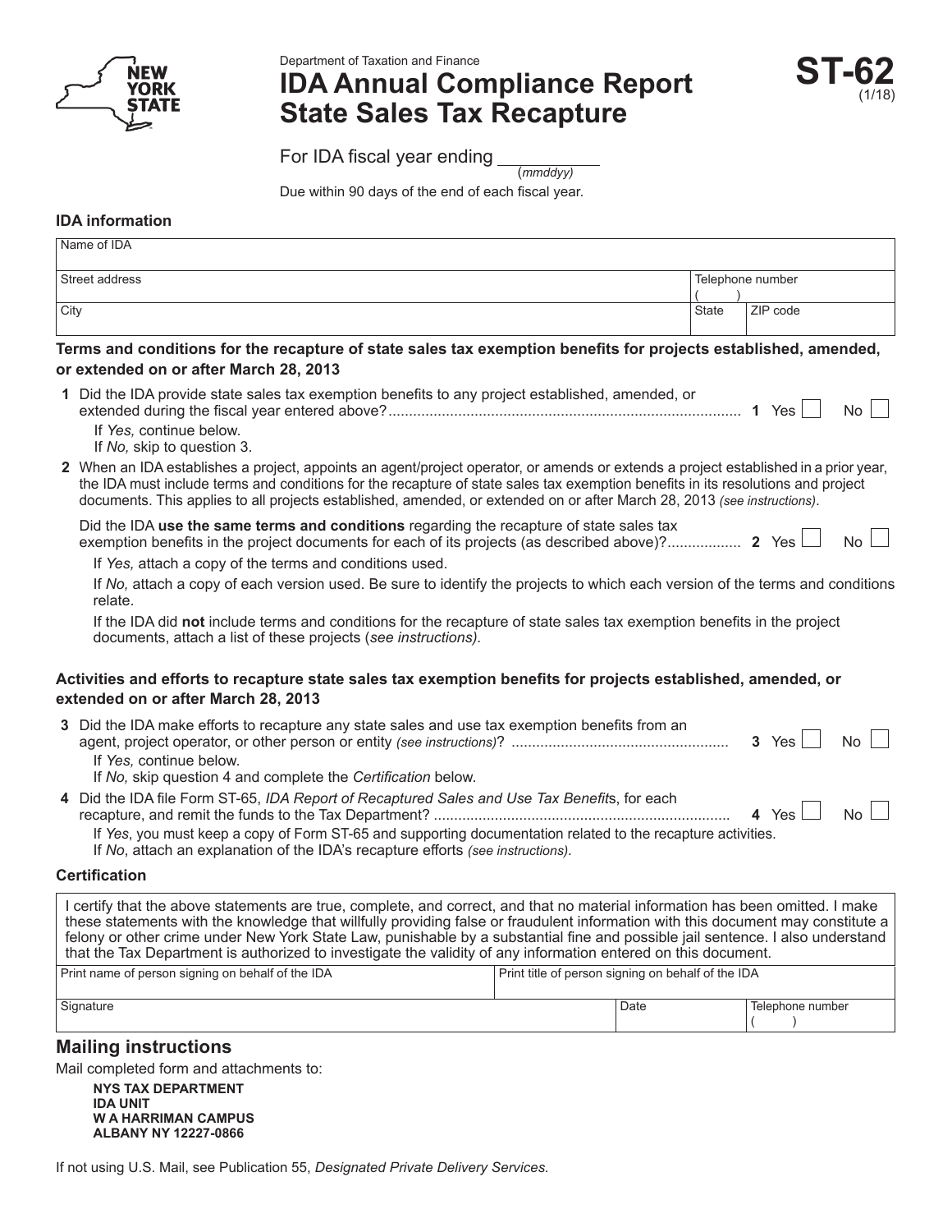NEW YORK STATE

Department of Taxation and Finance

# IDA Annual Compliance Report State Sales Tax Recapture

**ST-62** (1/18)

For IDA fiscal year ending ___________ (*mmddyy*)

Due within 90 days of the end of each fiscal year.

### IDA information

| Name of IDA | | |
|---|---|---|
| Street address | Telephone number ( ) | |
| City | State | ZIP code |

### Terms and conditions for the recapture of state sales tax exemption benefits for projects established, amended, or extended on or after March 28, 2013

**1** Did the IDA provide state sales tax exemption benefits to any project established, amended, or extended during the fiscal year entered above?........................................................................................ **1** Yes ☐ No ☐

If *Yes,* continue below.
If *No,* skip to question 3.

**2** When an IDA establishes a project, appoints an agent/project operator, or amends or extends a project established in a prior year, the IDA must include terms and conditions for the recapture of state sales tax exemption benefits in its resolutions and project documents. This applies to all projects established, amended, or extended on or after March 28, 2013 *(see instructions)*.

Did the IDA **use the same terms and conditions** regarding the recapture of state sales tax exemption benefits in the project documents for each of its projects (as described above)?................. **2** Yes ☐ No ☐

If *Yes,* attach a copy of the terms and conditions used.

If *No,* attach a copy of each version used. Be sure to identify the projects to which each version of the terms and conditions relate.

If the IDA did **not** include terms and conditions for the recapture of state sales tax exemption benefits in the project documents, attach a list of these projects (*see instructions).*

### Activities and efforts to recapture state sales tax exemption benefits for projects established, amended, or extended on or after March 28, 2013

**3** Did the IDA make efforts to recapture any state sales and use tax exemption benefits from an agent, project operator, or other person or entity *(see instructions)*? .................................................... **3** Yes ☐ No ☐

If *Yes,* continue below.
If *No,* skip question 4 and complete the *Certification* below.

**4** Did the IDA file Form ST-65, *IDA Report of Recaptured Sales and Use Tax Benefits*, for each recapture, and remit the funds to the Tax Department? ....................................................................... **4** Yes ☐ No ☐

If *Yes*, you must keep a copy of Form ST-65 and supporting documentation related to the recapture activities.
If *No*, attach an explanation of the IDA's recapture efforts *(see instructions).*

### Certification

I certify that the above statements are true, complete, and correct, and that no material information has been omitted. I make these statements with the knowledge that willfully providing false or fraudulent information with this document may constitute a felony or other crime under New York State Law, punishable by a substantial fine and possible jail sentence. I also understand that the Tax Department is authorized to investigate the validity of any information entered on this document.

| Print name of person signing on behalf of the IDA | | Print title of person signing on behalf of the IDA |
|---|---|---|
| Signature | Date | Telephone number ( ) |

## Mailing instructions

Mail completed form and attachments to:

**NYS TAX DEPARTMENT**
**IDA UNIT**
**W A HARRIMAN CAMPUS**
**ALBANY NY 12227-0866**

If not using U.S. Mail, see Publication 55, *Designated Private Delivery Services.*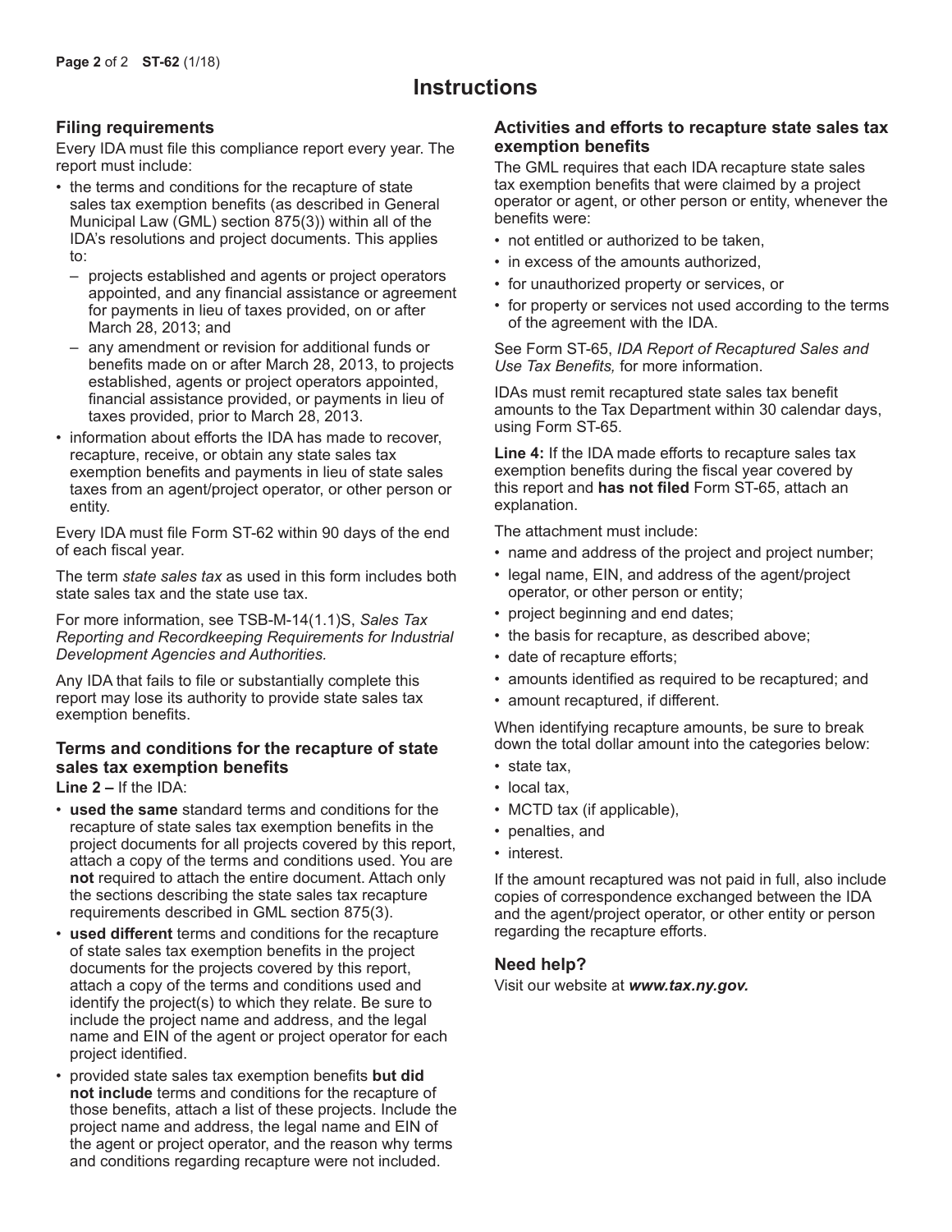# Instructions

## Filing requirements

Every IDA must file this compliance report every year. The report must include:

- the terms and conditions for the recapture of state sales tax exemption benefits (as described in General Municipal Law (GML) section 875(3)) within all of the IDA's resolutions and project documents. This applies to:
  - projects established and agents or project operators appointed, and any financial assistance or agreement for payments in lieu of taxes provided, on or after March 28, 2013; and
  - any amendment or revision for additional funds or benefits made on or after March 28, 2013, to projects established, agents or project operators appointed, financial assistance provided, or payments in lieu of taxes provided, prior to March 28, 2013.
- information about efforts the IDA has made to recover, recapture, receive, or obtain any state sales tax exemption benefits and payments in lieu of state sales taxes from an agent/project operator, or other person or entity.

Every IDA must file Form ST-62 within 90 days of the end of each fiscal year.

The term *state sales tax* as used in this form includes both state sales tax and the state use tax.

For more information, see TSB-M-14(1.1)S, *Sales Tax Reporting and Recordkeeping Requirements for Industrial Development Agencies and Authorities.*

Any IDA that fails to file or substantially complete this report may lose its authority to provide state sales tax exemption benefits.

## Terms and conditions for the recapture of state sales tax exemption benefits

**Line 2 –** If the IDA:

- **used the same** standard terms and conditions for the recapture of state sales tax exemption benefits in the project documents for all projects covered by this report, attach a copy of the terms and conditions used. You are **not** required to attach the entire document. Attach only the sections describing the state sales tax recapture requirements described in GML section 875(3).
- **used different** terms and conditions for the recapture of state sales tax exemption benefits in the project documents for the projects covered by this report, attach a copy of the terms and conditions used and identify the project(s) to which they relate. Be sure to include the project name and address, and the legal name and EIN of the agent or project operator for each project identified.
- provided state sales tax exemption benefits **but did not include** terms and conditions for the recapture of those benefits, attach a list of these projects. Include the project name and address, the legal name and EIN of the agent or project operator, and the reason why terms and conditions regarding recapture were not included.

## Activities and efforts to recapture state sales tax exemption benefits

The GML requires that each IDA recapture state sales tax exemption benefits that were claimed by a project operator or agent, or other person or entity, whenever the benefits were:

- not entitled or authorized to be taken,
- in excess of the amounts authorized,
- for unauthorized property or services, or
- for property or services not used according to the terms of the agreement with the IDA.

See Form ST-65, *IDA Report of Recaptured Sales and Use Tax Benefits,* for more information.

IDAs must remit recaptured state sales tax benefit amounts to the Tax Department within 30 calendar days, using Form ST-65.

**Line 4:** If the IDA made efforts to recapture sales tax exemption benefits during the fiscal year covered by this report and **has not filed** Form ST-65, attach an explanation.

The attachment must include:

- name and address of the project and project number;
- legal name, EIN, and address of the agent/project operator, or other person or entity;
- project beginning and end dates;
- the basis for recapture, as described above;
- date of recapture efforts;
- amounts identified as required to be recaptured; and
- amount recaptured, if different.

When identifying recapture amounts, be sure to break down the total dollar amount into the categories below:

- state tax,
- local tax,
- MCTD tax (if applicable),
- penalties, and
- interest.

If the amount recaptured was not paid in full, also include copies of correspondence exchanged between the IDA and the agent/project operator, or other entity or person regarding the recapture efforts.

## Need help?

Visit our website at ***www.tax.ny.gov.***